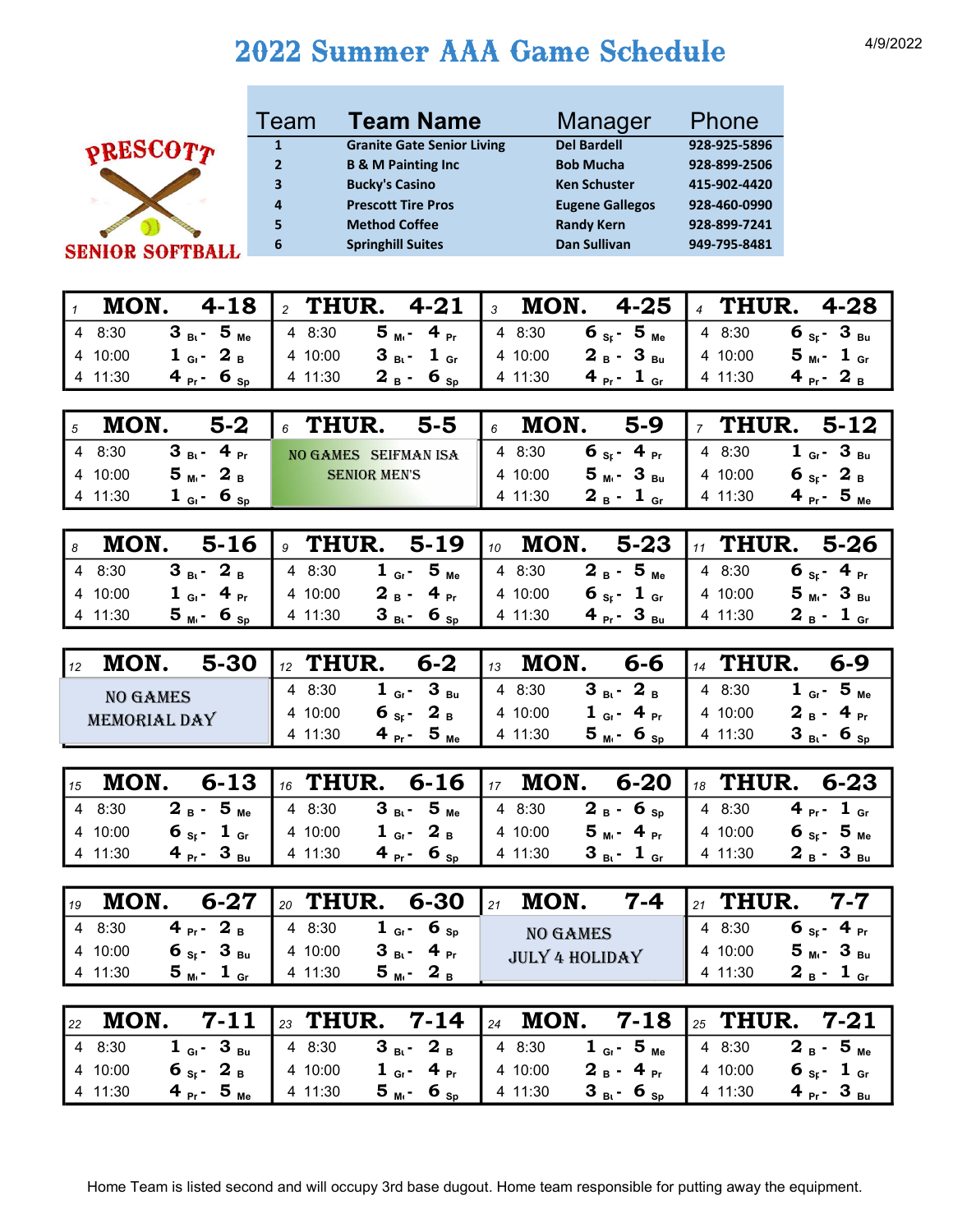# 2022 Summer AAA Game Schedule

4/9/2022

PRESCOTT SENIOR SOFTBALL

| Team | Team Name | Manager | Phone |
|---|---|---|---|
| 1 | Granite Gate Senior Living | Del Bardell | 928-925-5896 |
| 2 | B & M Painting Inc | Bob Mucha | 928-899-2506 |
| 3 | Bucky's Casino | Ken Schuster | 415-902-4420 |
| 4 | Prescott Tire Pros | Eugene Gallegos | 928-460-0990 |
| 5 | Method Coffee | Randy Kern | 928-899-7241 |
| 6 | Springhill Suites | Dan Sullivan | 949-795-8481 |

| 1 MON. 4-18 | 2 THUR. 4-21 | 3 MON. 4-25 | 4 THUR. 4-28 |
|---|---|---|---|
| 4 8:30 3 Bu - 5 Me | 4 8:30 5 Me - 4 Pr | 4 8:30 6 Sp - 5 Me | 4 8:30 6 Sp - 3 Bu |
| 4 10:00 1 Gr - 2 B | 4 10:00 3 Bu - 1 Gr | 4 10:00 2 B - 3 Bu | 4 10:00 5 Me - 1 Gr |
| 4 11:30 4 Pr - 6 Sp | 4 11:30 2 B - 6 Sp | 4 11:30 4 Pr - 1 Gr | 4 11:30 4 Pr - 2 B |

| 5 MON. 5-2 | 6 THUR. 5-5 | 6 MON. 5-9 | 7 THUR. 5-12 |
|---|---|---|---|
| 4 8:30 3 Bu - 4 Pr | NO GAMES SEIFMAN ISA SENIOR MEN'S | 4 8:30 6 Sp - 4 Pr | 4 8:30 1 Gr - 3 Bu |
| 4 10:00 5 Me - 2 B | | 4 10:00 5 Me - 3 Bu | 4 10:00 6 Sp - 2 B |
| 4 11:30 1 Gr - 6 Sp | | 4 11:30 2 B - 1 Gr | 4 11:30 4 Pr - 5 Me |

| 8 MON. 5-16 | 9 THUR. 5-19 | 10 MON. 5-23 | 11 THUR. 5-26 |
|---|---|---|---|
| 4 8:30 3 Bu - 2 B | 4 8:30 1 Gr - 5 Me | 4 8:30 2 B - 5 Me | 4 8:30 6 Sp - 4 Pr |
| 4 10:00 1 Gr - 4 Pr | 4 10:00 2 B - 4 Pr | 4 10:00 6 Sp - 1 Gr | 4 10:00 5 Me - 3 Bu |
| 4 11:30 5 Me - 6 Sp | 4 11:30 3 Bu - 6 Sp | 4 11:30 4 Pr - 3 Bu | 4 11:30 2 B - 1 Gr |

| 12 MON. 5-30 | 12 THUR. 6-2 | 13 MON. 6-6 | 14 THUR. 6-9 |
|---|---|---|---|
| NO GAMES MEMORIAL DAY | 4 8:30 1 Gr - 3 Bu | 4 8:30 3 Bu - 2 B | 4 8:30 1 Gr - 5 Me |
| | 4 10:00 6 Sp - 2 B | 4 10:00 1 Gr - 4 Pr | 4 10:00 2 B - 4 Pr |
| | 4 11:30 4 Pr - 5 Me | 4 11:30 5 Me - 6 Sp | 4 11:30 3 Bu - 6 Sp |

| 15 MON. 6-13 | 16 THUR. 6-16 | 17 MON. 6-20 | 18 THUR. 6-23 |
|---|---|---|---|
| 4 8:30 2 B - 5 Me | 4 8:30 3 Bu - 5 Me | 4 8:30 2 B - 6 Sp | 4 8:30 4 Pr - 1 Gr |
| 4 10:00 6 Sp - 1 Gr | 4 10:00 1 Gr - 2 B | 4 10:00 5 Me - 4 Pr | 4 10:00 6 Sp - 5 Me |
| 4 11:30 4 Pr - 3 Bu | 4 11:30 4 Pr - 6 Sp | 4 11:30 3 Bu - 1 Gr | 4 11:30 2 B - 3 Bu |

| 19 MON. 6-27 | 20 THUR. 6-30 | 21 MON. 7-4 | 21 THUR. 7-7 |
|---|---|---|---|
| 4 8:30 4 Pr - 2 B | 4 8:30 1 Gr - 6 Sp | NO GAMES JULY 4 HOLIDAY | 4 8:30 6 Sp - 4 Pr |
| 4 10:00 6 Sp - 3 Bu | 4 10:00 3 Bu - 4 Pr | | 4 10:00 5 Me - 3 Bu |
| 4 11:30 5 Me - 1 Gr | 4 11:30 5 Me - 2 B | | 4 11:30 2 B - 1 Gr |

| 22 MON. 7-11 | 23 THUR. 7-14 | 24 MON. 7-18 | 25 THUR. 7-21 |
|---|---|---|---|
| 4 8:30 1 Gr - 3 Bu | 4 8:30 3 Bu - 2 B | 4 8:30 1 Gr - 5 Me | 4 8:30 2 B - 5 Me |
| 4 10:00 6 Sp - 2 B | 4 10:00 1 Gr - 4 Pr | 4 10:00 2 B - 4 Pr | 4 10:00 6 Sp - 1 Gr |
| 4 11:30 4 Pr - 5 Me | 4 11:30 5 Me - 6 Sp | 4 11:30 3 Bu - 6 Sp | 4 11:30 4 Pr - 3 Bu |

Home Team is listed second and will occupy 3rd base dugout. Home team responsible for putting away the equipment.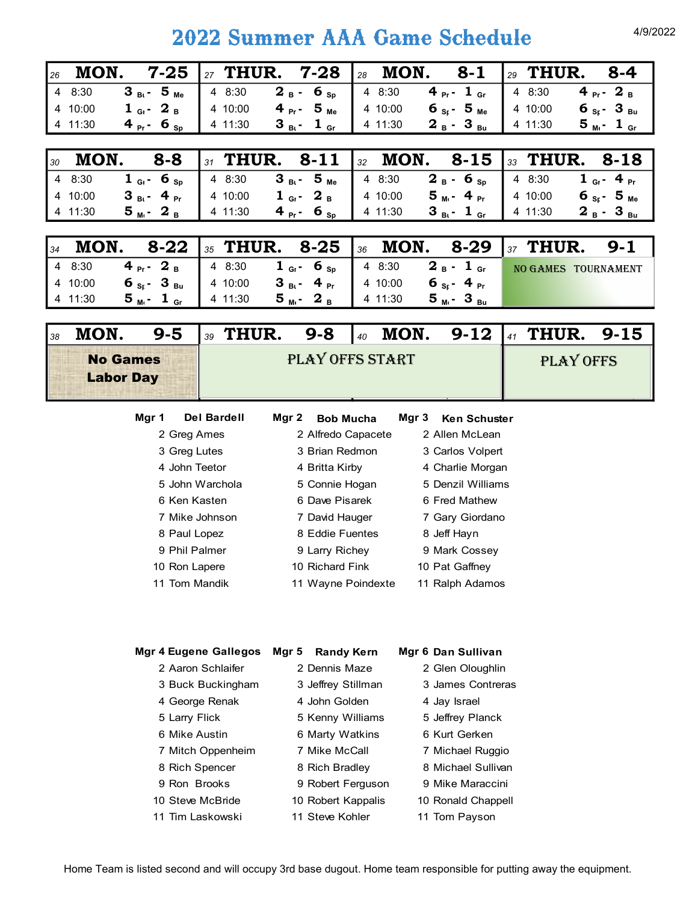# 2022 Summer AAA Game Schedule

4/9/2022

| 26 MON. 7-25 | 27 THUR. 7-28 | 28 MON. 8-1 | 29 THUR. 8-4 |
|---|---|---|---|
| 4 8:30 3 Bu - 5 Me | 4 8:30 2 B - 6 Sp | 4 8:30 4 Pr - 1 Gr | 4 8:30 4 Pr - 2 B |
| 4 10:00 1 Gr - 2 B | 4 10:00 4 Pr - 5 Me | 4 10:00 6 Sp - 5 Me | 4 10:00 6 Sp - 3 Bu |
| 4 11:30 4 Pr - 6 Sp | 4 11:30 3 Bu - 1 Gr | 4 11:30 2 B - 3 Bu | 4 11:30 5 Me - 1 Gr |

| 30 MON. 8-8 | 31 THUR. 8-11 | 32 MON. 8-15 | 33 THUR. 8-18 |
|---|---|---|---|
| 4 8:30 1 Gr - 6 Sp | 4 8:30 3 Bu - 5 Me | 4 8:30 2 B - 6 Sp | 4 8:30 1 Gr - 4 Pr |
| 4 10:00 3 Bu - 4 Pr | 4 10:00 1 Gr - 2 B | 4 10:00 5 Me - 4 Pr | 4 10:00 6 Sp - 5 Me |
| 4 11:30 5 Me - 2 B | 4 11:30 4 Pr - 6 Sp | 4 11:30 3 Bu - 1 Gr | 4 11:30 2 B - 3 Bu |

| 34 MON. 8-22 | 35 THUR. 8-25 | 36 MON. 8-29 | 37 THUR. 9-1 |
|---|---|---|---|
| 4 8:30 4 Pr - 2 B | 4 8:30 1 Gr - 6 Sp | 4 8:30 2 B - 1 Gr | NO GAMES TOURNAMENT |
| 4 10:00 6 Sp - 3 Bu | 4 10:00 3 Bu - 4 Pr | 4 10:00 6 Sp - 4 Pr | |
| 4 11:30 5 Me - 1 Gr | 4 11:30 5 Me - 2 B | 4 11:30 5 Me - 3 Bu | |

| 38 MON. 9-5 | 39 THUR. 9-8 | 40 MON. 9-12 | 41 THUR. 9-15 |
|---|---|---|---|
| **No Games Labor Day** | PLAY OFFS START | | PLAY OFFS |

| Mgr 1 **Del Bardell** | Mgr 2 **Bob Mucha** | Mgr 3 **Ken Schuster** |
|---|---|---|
| 2 Greg Ames | 2 Alfredo Capacete | 2 Allen McLean |
| 3 Greg Lutes | 3 Brian Redmon | 3 Carlos Volpert |
| 4 John Teetor | 4 Britta Kirby | 4 Charlie Morgan |
| 5 John Warchola | 5 Connie Hogan | 5 Denzil Williams |
| 6 Ken Kasten | 6 Dave Pisarek | 6 Fred Mathew |
| 7 Mike Johnson | 7 David Hauger | 7 Gary Giordano |
| 8 Paul Lopez | 8 Eddie Fuentes | 8 Jeff Hayn |
| 9 Phil Palmer | 9 Larry Richey | 9 Mark Cossey |
| 10 Ron Lapere | 10 Richard Fink | 10 Pat Gaffney |
| 11 Tom Mandik | 11 Wayne Poindexte | 11 Ralph Adamos |

| Mgr 4 **Eugene Gallegos** | Mgr 5 **Randy Kern** | Mgr 6 **Dan Sullivan** |
|---|---|---|
| 2 Aaron Schlaifer | 2 Dennis Maze | 2 Glen Oloughlin |
| 3 Buck Buckingham | 3 Jeffrey Stillman | 3 James Contreras |
| 4 George Renak | 4 John Golden | 4 Jay Israel |
| 5 Larry Flick | 5 Kenny Williams | 5 Jeffrey Planck |
| 6 Mike Austin | 6 Marty Watkins | 6 Kurt Gerken |
| 7 Mitch Oppenheim | 7 Mike McCall | 7 Michael Ruggio |
| 8 Rich Spencer | 8 Rich Bradley | 8 Michael Sullivan |
| 9 Ron Brooks | 9 Robert Ferguson | 9 Mike Maraccini |
| 10 Steve McBride | 10 Robert Kappalis | 10 Ronald Chappell |
| 11 Tim Laskowski | 11 Steve Kohler | 11 Tom Payson |

Home Team is listed second and will occupy 3rd base dugout. Home team responsible for putting away the equipment.